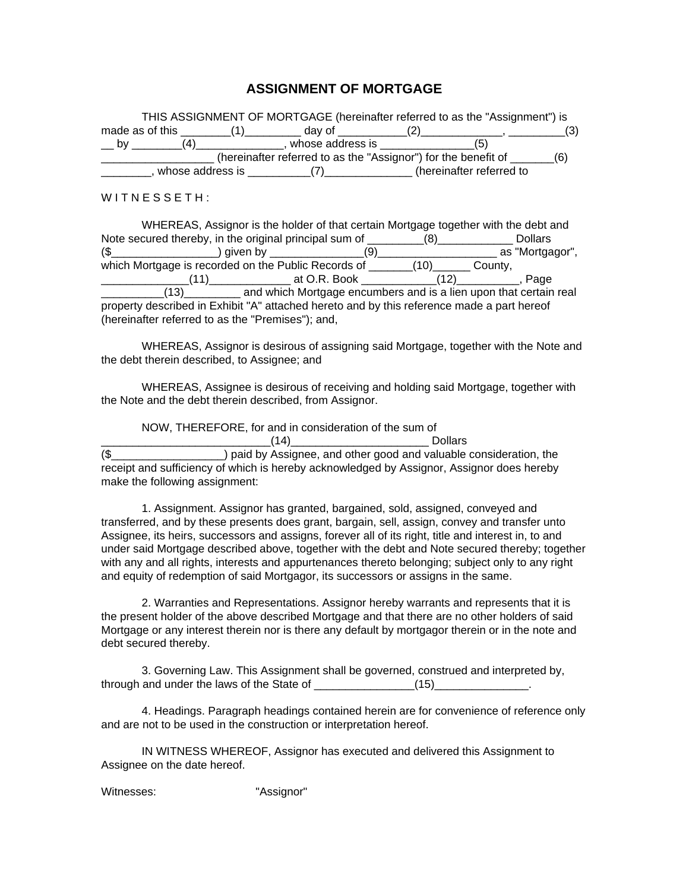# ASSIGNMENT OF MORTGAGE

THIS ASSIGNMENT OF MORTGAGE (hereinafter referred to as the "Assignment") is made as of this ________(1)_________ day of ___________(2)_____________, _________(3) __ by ________(4)______________, whose address is _______________(5) __________________ (hereinafter referred to as the "Assignor") for the benefit of _______(6) ________, whose address is __________(7)______________ (hereinafter referred to

W I T N E S S E T H :

WHEREAS, Assignor is the holder of that certain Mortgage together with the debt and Note secured thereby, in the original principal sum of _________(8)____________ Dollars ($_________________) given by _______________(9)____________________ as "Mortgagor", which Mortgage is recorded on the Public Records of _______(10)______ County, ______________(11)_____________ at O.R. Book ____________(12)__________, Page __________(13)_________ and which Mortgage encumbers and is a lien upon that certain real property described in Exhibit "A" attached hereto and by this reference made a part hereof (hereinafter referred to as the "Premises"); and,

WHEREAS, Assignor is desirous of assigning said Mortgage, together with the Note and the debt therein described, to Assignee; and

WHEREAS, Assignee is desirous of receiving and holding said Mortgage, together with the Note and the debt therein described, from Assignor.

NOW, THEREFORE, for and in consideration of the sum of ___________________________(14)______________________ Dollars ($__________________) paid by Assignee, and other good and valuable consideration, the receipt and sufficiency of which is hereby acknowledged by Assignor, Assignor does hereby make the following assignment:

1. Assignment. Assignor has granted, bargained, sold, assigned, conveyed and transferred, and by these presents does grant, bargain, sell, assign, convey and transfer unto Assignee, its heirs, successors and assigns, forever all of its right, title and interest in, to and under said Mortgage described above, together with the debt and Note secured thereby; together with any and all rights, interests and appurtenances thereto belonging; subject only to any right and equity of redemption of said Mortgagor, its successors or assigns in the same.

2. Warranties and Representations. Assignor hereby warrants and represents that it is the present holder of the above described Mortgage and that there are no other holders of said Mortgage or any interest therein nor is there any default by mortgagor therein or in the note and debt secured thereby.

3. Governing Law. This Assignment shall be governed, construed and interpreted by, through and under the laws of the State of ________________(15)_______________.

4. Headings. Paragraph headings contained herein are for convenience of reference only and are not to be used in the construction or interpretation hereof.

IN WITNESS WHEREOF, Assignor has executed and delivered this Assignment to Assignee on the date hereof.

Witnesses: "Assignor"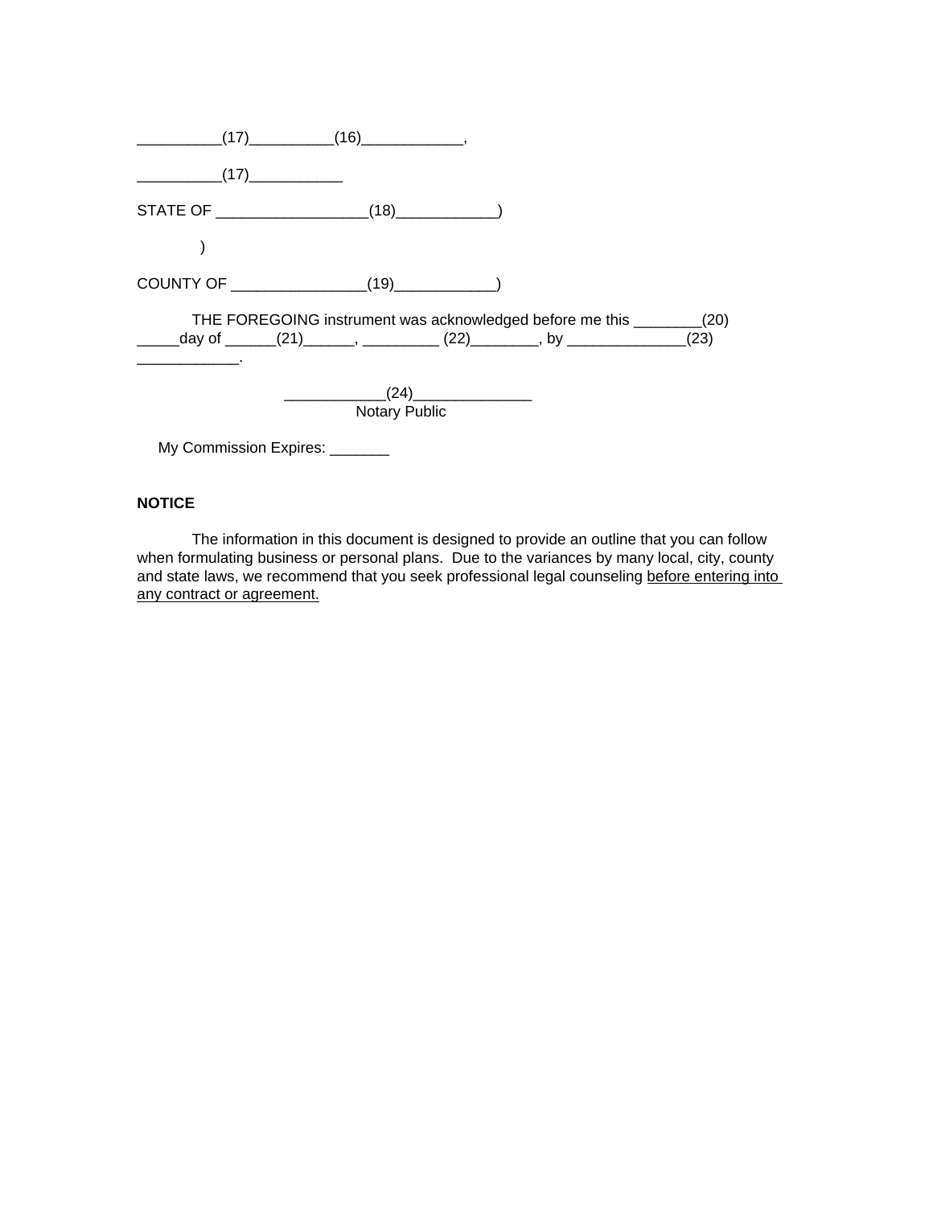__________(17)__________(16)____________,

__________(17)___________

STATE OF __________________(18)____________)

)

COUNTY OF ________________(19)____________)

THE FOREGOING instrument was acknowledged before me this ________(20) _____day of ______(21)______, _________ (22)________, by ______________(23) ____________.

____________(24)______________
Notary Public

My Commission Expires: _______

**NOTICE**

The information in this document is designed to provide an outline that you can follow when formulating business or personal plans. Due to the variances by many local, city, county and state laws, we recommend that you seek professional legal counseling before entering into any contract or agreement.